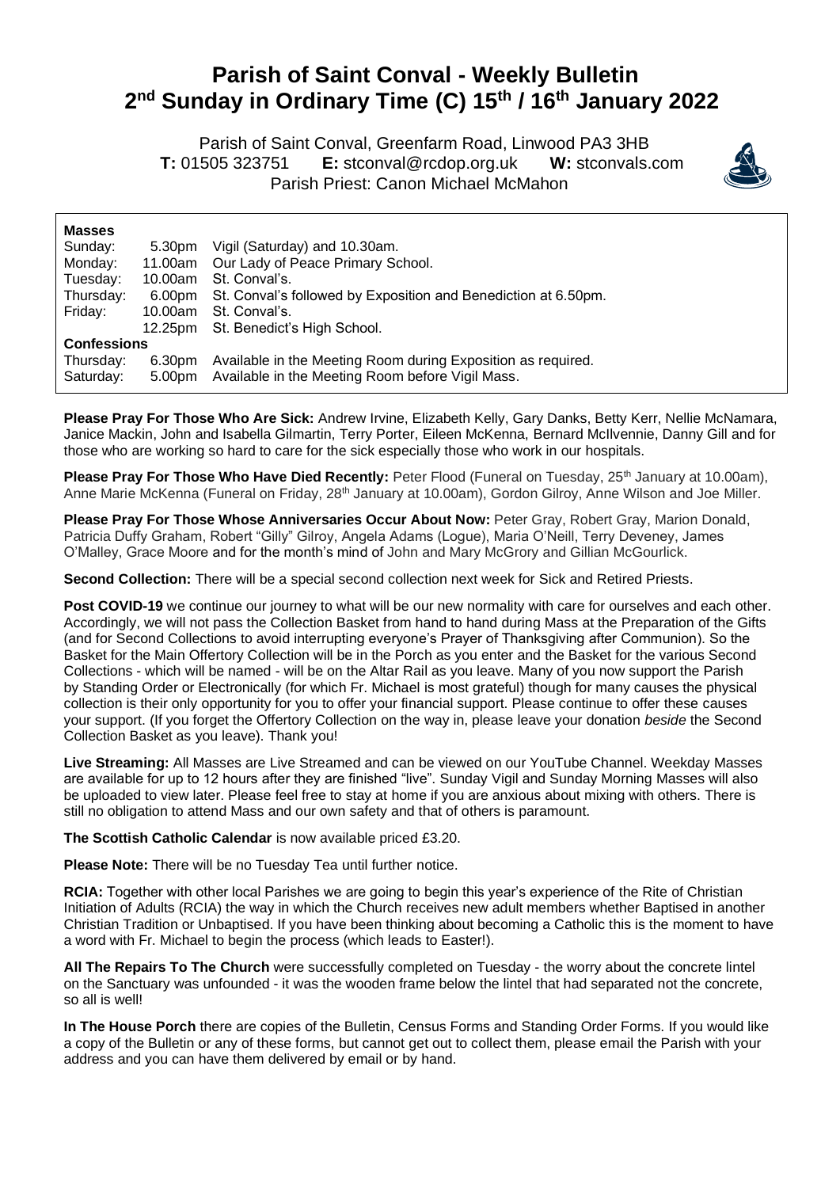# Parish of Saint Conval - Weekly Bulletin
# 2nd Sunday in Ordinary Time (C) 15th / 16th January 2022

Parish of Saint Conval, Greenfarm Road, Linwood PA3 3HB
**T:** 01505 323751 **E:** stconval@rcdop.org.uk **W:** stconvals.com
Parish Priest: Canon Michael McMahon

**Masses**

| | | |
|---|---|---|
| Sunday: | 5.30pm | Vigil (Saturday) and 10.30am. |
| Monday: | 11.00am | Our Lady of Peace Primary School. |
| Tuesday: | 10.00am | St. Conval's. |
| Thursday: | 6.00pm | St. Conval's followed by Exposition and Benediction at 6.50pm. |
| Friday: | 10.00am | St. Conval's. |
| | 12.25pm | St. Benedict's High School. |

**Confessions**

| | | |
|---|---|---|
| Thursday: | 6.30pm | Available in the Meeting Room during Exposition as required. |
| Saturday: | 5.00pm | Available in the Meeting Room before Vigil Mass. |

**Please Pray For Those Who Are Sick:** Andrew Irvine, Elizabeth Kelly, Gary Danks, Betty Kerr, Nellie McNamara, Janice Mackin, John and Isabella Gilmartin, Terry Porter, Eileen McKenna, Bernard McIlvennie, Danny Gill and for those who are working so hard to care for the sick especially those who work in our hospitals.

**Please Pray For Those Who Have Died Recently:** Peter Flood (Funeral on Tuesday, 25th January at 10.00am), Anne Marie McKenna (Funeral on Friday, 28th January at 10.00am), Gordon Gilroy, Anne Wilson and Joe Miller.

**Please Pray For Those Whose Anniversaries Occur About Now:** Peter Gray, Robert Gray, Marion Donald, Patricia Duffy Graham, Robert "Gilly" Gilroy, Angela Adams (Logue), Maria O'Neill, Terry Deveney, James O'Malley, Grace Moore and for the month's mind of John and Mary McGrory and Gillian McGourlick.

**Second Collection:** There will be a special second collection next week for Sick and Retired Priests.

**Post COVID-19** we continue our journey to what will be our new normality with care for ourselves and each other. Accordingly, we will not pass the Collection Basket from hand to hand during Mass at the Preparation of the Gifts (and for Second Collections to avoid interrupting everyone's Prayer of Thanksgiving after Communion). So the Basket for the Main Offertory Collection will be in the Porch as you enter and the Basket for the various Second Collections - which will be named - will be on the Altar Rail as you leave. Many of you now support the Parish by Standing Order or Electronically (for which Fr. Michael is most grateful) though for many causes the physical collection is their only opportunity for you to offer your financial support. Please continue to offer these causes your support. (If you forget the Offertory Collection on the way in, please leave your donation *beside* the Second Collection Basket as you leave). Thank you!

**Live Streaming:** All Masses are Live Streamed and can be viewed on our YouTube Channel. Weekday Masses are available for up to 12 hours after they are finished "live". Sunday Vigil and Sunday Morning Masses will also be uploaded to view later. Please feel free to stay at home if you are anxious about mixing with others. There is still no obligation to attend Mass and our own safety and that of others is paramount.

**The Scottish Catholic Calendar** is now available priced £3.20.

**Please Note:** There will be no Tuesday Tea until further notice.

**RCIA:** Together with other local Parishes we are going to begin this year's experience of the Rite of Christian Initiation of Adults (RCIA) the way in which the Church receives new adult members whether Baptised in another Christian Tradition or Unbaptised. If you have been thinking about becoming a Catholic this is the moment to have a word with Fr. Michael to begin the process (which leads to Easter!).

**All The Repairs To The Church** were successfully completed on Tuesday - the worry about the concrete lintel on the Sanctuary was unfounded - it was the wooden frame below the lintel that had separated not the concrete, so all is well!

**In The House Porch** there are copies of the Bulletin, Census Forms and Standing Order Forms. If you would like a copy of the Bulletin or any of these forms, but cannot get out to collect them, please email the Parish with your address and you can have them delivered by email or by hand.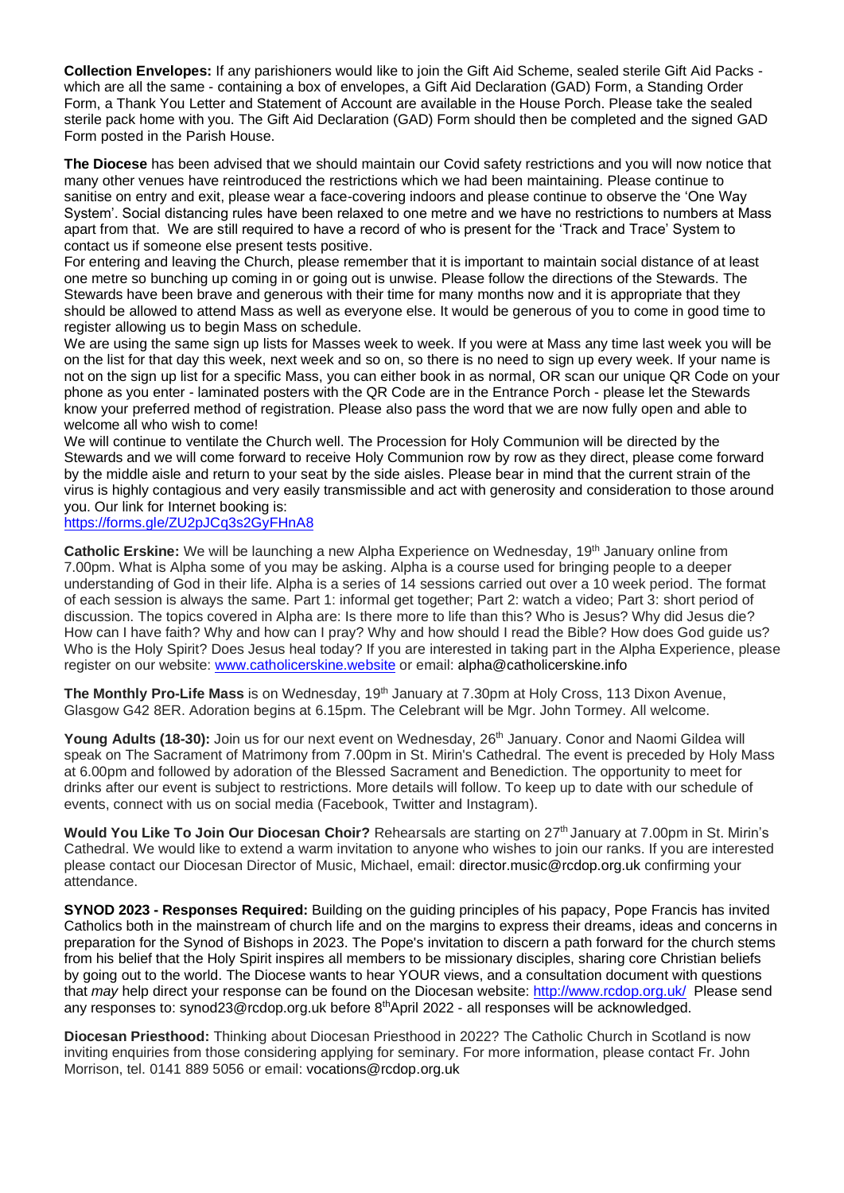**Collection Envelopes:** If any parishioners would like to join the Gift Aid Scheme, sealed sterile Gift Aid Packs - which are all the same - containing a box of envelopes, a Gift Aid Declaration (GAD) Form, a Standing Order Form, a Thank You Letter and Statement of Account are available in the House Porch. Please take the sealed sterile pack home with you. The Gift Aid Declaration (GAD) Form should then be completed and the signed GAD Form posted in the Parish House.

**The Diocese** has been advised that we should maintain our Covid safety restrictions and you will now notice that many other venues have reintroduced the restrictions which we had been maintaining. Please continue to sanitise on entry and exit, please wear a face-covering indoors and please continue to observe the 'One Way System'. Social distancing rules have been relaxed to one metre and we have no restrictions to numbers at Mass apart from that. We are still required to have a record of who is present for the 'Track and Trace' System to contact us if someone else present tests positive.

For entering and leaving the Church, please remember that it is important to maintain social distance of at least one metre so bunching up coming in or going out is unwise. Please follow the directions of the Stewards. The Stewards have been brave and generous with their time for many months now and it is appropriate that they should be allowed to attend Mass as well as everyone else. It would be generous of you to come in good time to register allowing us to begin Mass on schedule.

We are using the same sign up lists for Masses week to week. If you were at Mass any time last week you will be on the list for that day this week, next week and so on, so there is no need to sign up every week. If your name is not on the sign up list for a specific Mass, you can either book in as normal, OR scan our unique QR Code on your phone as you enter - laminated posters with the QR Code are in the Entrance Porch - please let the Stewards know your preferred method of registration. Please also pass the word that we are now fully open and able to welcome all who wish to come!

We will continue to ventilate the Church well. The Procession for Holy Communion will be directed by the Stewards and we will come forward to receive Holy Communion row by row as they direct, please come forward by the middle aisle and return to your seat by the side aisles. Please bear in mind that the current strain of the virus is highly contagious and very easily transmissible and act with generosity and consideration to those around you. Our link for Internet booking is:
https://forms.gle/ZU2pJCq3s2GyFHnA8

**Catholic Erskine:** We will be launching a new Alpha Experience on Wednesday, 19th January online from 7.00pm. What is Alpha some of you may be asking. Alpha is a course used for bringing people to a deeper understanding of God in their life. Alpha is a series of 14 sessions carried out over a 10 week period. The format of each session is always the same. Part 1: informal get together; Part 2: watch a video; Part 3: short period of discussion. The topics covered in Alpha are: Is there more to life than this? Who is Jesus? Why did Jesus die? How can I have faith? Why and how can I pray? Why and how should I read the Bible? How does God guide us? Who is the Holy Spirit? Does Jesus heal today? If you are interested in taking part in the Alpha Experience, please register on our website: www.catholicerskine.website or email: alpha@catholicerskine.info

**The Monthly Pro-Life Mass** is on Wednesday, 19th January at 7.30pm at Holy Cross, 113 Dixon Avenue, Glasgow G42 8ER. Adoration begins at 6.15pm. The Celebrant will be Mgr. John Tormey. All welcome.

**Young Adults (18-30):** Join us for our next event on Wednesday, 26th January. Conor and Naomi Gildea will speak on The Sacrament of Matrimony from 7.00pm in St. Mirin's Cathedral. The event is preceded by Holy Mass at 6.00pm and followed by adoration of the Blessed Sacrament and Benediction. The opportunity to meet for drinks after our event is subject to restrictions. More details will follow. To keep up to date with our schedule of events, connect with us on social media (Facebook, Twitter and Instagram).

**Would You Like To Join Our Diocesan Choir?** Rehearsals are starting on 27th January at 7.00pm in St. Mirin's Cathedral. We would like to extend a warm invitation to anyone who wishes to join our ranks. If you are interested please contact our Diocesan Director of Music, Michael, email: director.music@rcdop.org.uk confirming your attendance.

**SYNOD 2023 - Responses Required:** Building on the guiding principles of his papacy, Pope Francis has invited Catholics both in the mainstream of church life and on the margins to express their dreams, ideas and concerns in preparation for the Synod of Bishops in 2023. The Pope's invitation to discern a path forward for the church stems from his belief that the Holy Spirit inspires all members to be missionary disciples, sharing core Christian beliefs by going out to the world. The Diocese wants to hear YOUR views, and a consultation document with questions that *may* help direct your response can be found on the Diocesan website: http://www.rcdop.org.uk/ Please send any responses to: synod23@rcdop.org.uk before 8th April 2022 - all responses will be acknowledged.

**Diocesan Priesthood:** Thinking about Diocesan Priesthood in 2022? The Catholic Church in Scotland is now inviting enquiries from those considering applying for seminary. For more information, please contact Fr. John Morrison, tel. 0141 889 5056 or email: vocations@rcdop.org.uk